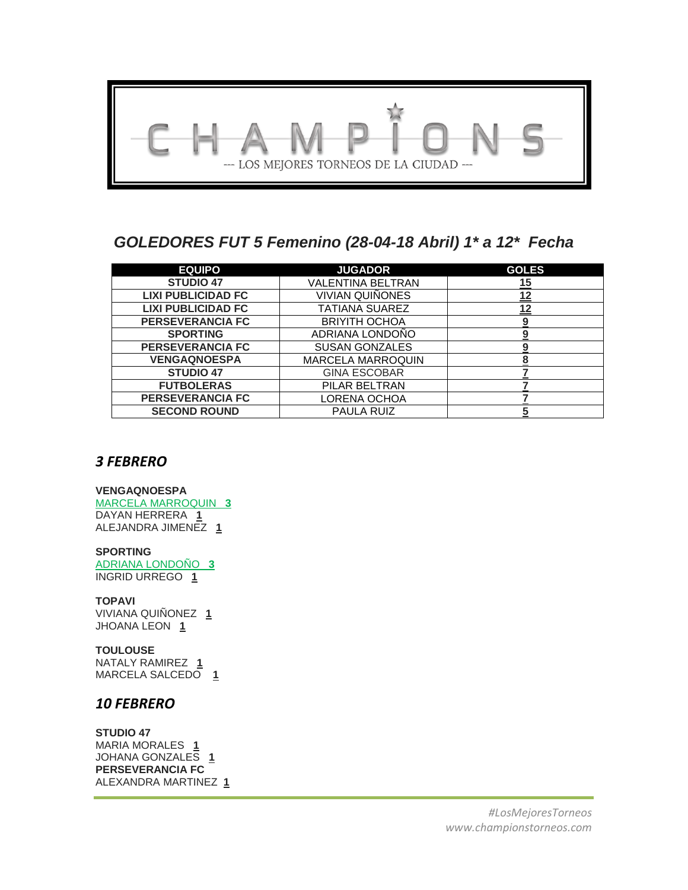# C H A M P I O N S

--- LOS MEJORES TORNEOS DE LA CIUDAD ---

## *GOLEDORES FUT 5 Femenino (28-04-18 Abril) 1* a 12* Fecha*

| EQUIPO | JUGADOR | GOLES |
|---|---|---|
| STUDIO 47 | VALENTINA BELTRAN | 15 |
| LIXI PUBLICIDAD FC | VIVIAN QUIÑONES | 12 |
| LIXI PUBLICIDAD FC | TATIANA SUAREZ | 12 |
| PERSEVERANCIA FC | BRIYITH OCHOA | 9 |
| SPORTING | ADRIANA LONDOÑO | 9 |
| PERSEVERANCIA FC | SUSAN GONZALES | 9 |
| VENGAQNOESPA | MARCELA MARROQUIN | 8 |
| STUDIO 47 | GINA ESCOBAR | 7 |
| FUTBOLERAS | PILAR BELTRAN | 7 |
| PERSEVERANCIA FC | LORENA OCHOA | 7 |
| SECOND ROUND | PAULA RUIZ | 5 |

## *3 FEBRERO*

**VENGAQNOESPA**
MARCELA MARROQUIN **3**
DAYAN HERRERA **1**
ALEJANDRA JIMENEZ **1**

**SPORTING**
ADRIANA LONDOÑO **3**
INGRID URREGO **1**

**TOPAVI**
VIVIANA QUIÑONEZ **1**
JHOANA LEON **1**

**TOULOUSE**
NATALY RAMIREZ **1**
MARCELA SALCEDO **1**

## *10 FEBRERO*

**STUDIO 47**
MARIA MORALES **1**
JOHANA GONZALES **1**
**PERSEVERANCIA FC**
ALEXANDRA MARTINEZ **1**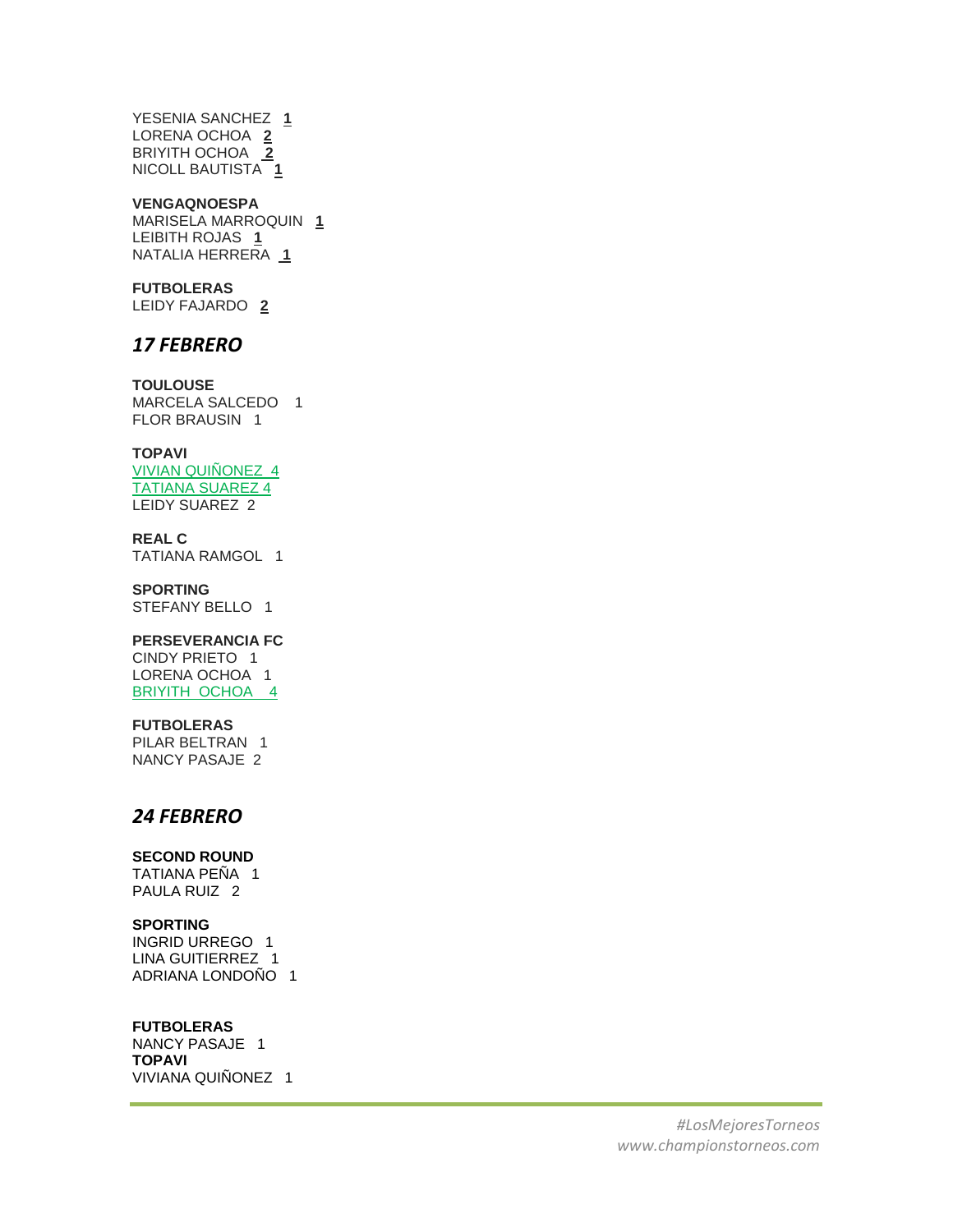YESENIA SANCHEZ **1**
LORENA OCHOA **2**
BRIYITH OCHOA **2**
NICOLL BAUTISTA **1**

**VENGAQNOESPA**
MARISELA MARROQUIN **1**
LEIBITH ROJAS **1**
NATALIA HERRERA **1**

**FUTBOLERAS**
LEIDY FAJARDO **2**

## *17 FEBRERO*

**TOULOUSE**
MARCELA SALCEDO 1
FLOR BRAUSIN 1

**TOPAVI**
VIVIAN QUIÑONEZ 4
TATIANA SUAREZ 4
LEIDY SUAREZ 2

**REAL C**
TATIANA RAMGOL 1

**SPORTING**
STEFANY BELLO 1

**PERSEVERANCIA FC**
CINDY PRIETO 1
LORENA OCHOA 1
BRIYITH OCHOA 4

**FUTBOLERAS**
PILAR BELTRAN 1
NANCY PASAJE 2

## *24 FEBRERO*

**SECOND ROUND**
TATIANA PEÑA 1
PAULA RUIZ 2

**SPORTING**
INGRID URREGO 1
LINA GUITIERREZ 1
ADRIANA LONDOÑO 1

**FUTBOLERAS**
NANCY PASAJE 1
**TOPAVI**
VIVIANA QUIÑONEZ 1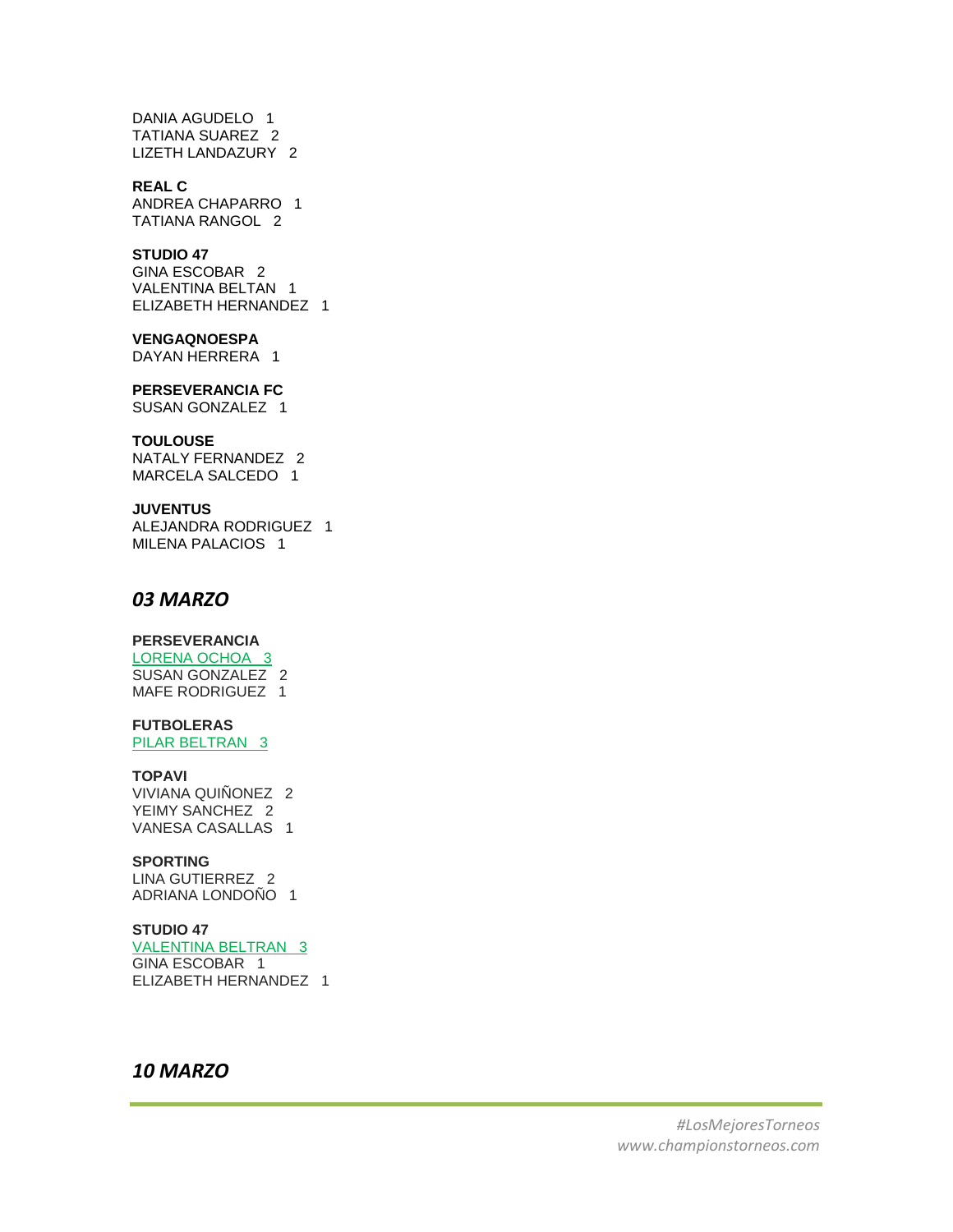DANIA AGUDELO 1
TATIANA SUAREZ 2
LIZETH LANDAZURY 2

**REAL C**
ANDREA CHAPARRO 1
TATIANA RANGOL 2

**STUDIO 47**
GINA ESCOBAR 2
VALENTINA BELTAN 1
ELIZABETH HERNANDEZ 1

**VENGAQNOESPA**
DAYAN HERRERA 1

**PERSEVERANCIA FC**
SUSAN GONZALEZ 1

**TOULOUSE**
NATALY FERNANDEZ 2
MARCELA SALCEDO 1

**JUVENTUS**
ALEJANDRA RODRIGUEZ 1
MILENA PALACIOS 1

## *03 MARZO*

**PERSEVERANCIA**
LORENA OCHOA 3
SUSAN GONZALEZ 2
MAFE RODRIGUEZ 1

**FUTBOLERAS**
PILAR BELTRAN 3

**TOPAVI**
VIVIANA QUIÑONEZ 2
YEIMY SANCHEZ 2
VANESA CASALLAS 1

**SPORTING**
LINA GUTIERREZ 2
ADRIANA LONDOÑO 1

**STUDIO 47**
VALENTINA BELTRAN 3
GINA ESCOBAR 1
ELIZABETH HERNANDEZ 1

## *10 MARZO*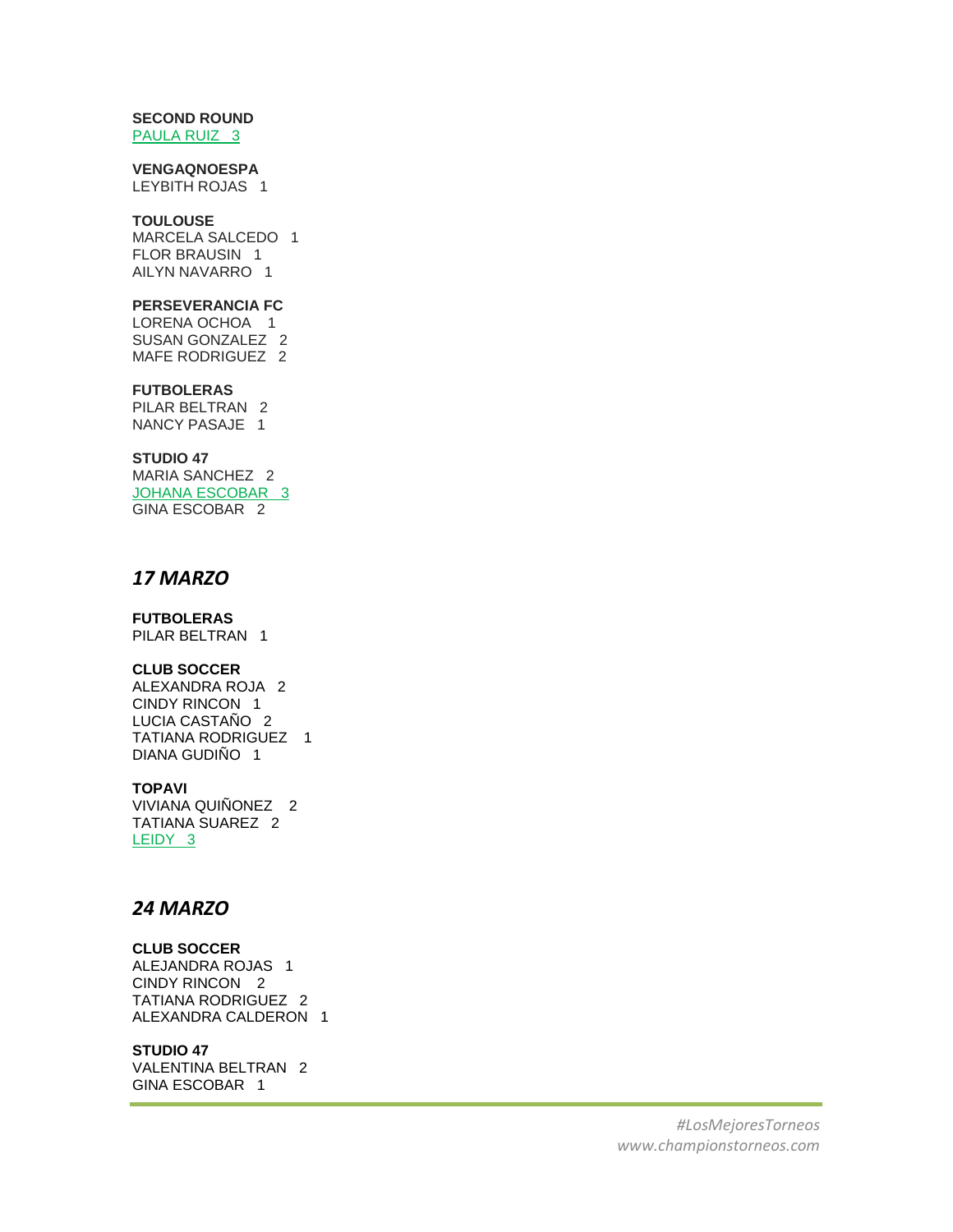**SECOND ROUND**
PAULA RUIZ   3

**VENGAQNOESPA**
LEYBITH ROJAS   1

**TOULOUSE**
MARCELA SALCEDO   1
FLOR BRAUSIN   1
AILYN NAVARRO   1

**PERSEVERANCIA FC**
LORENA OCHOA   1
SUSAN GONZALEZ   2
MAFE RODRIGUEZ   2

**FUTBOLERAS**
PILAR BELTRAN   2
NANCY PASAJE   1

**STUDIO 47**
MARIA SANCHEZ   2
JOHANA ESCOBAR   3
GINA ESCOBAR   2

## *17 MARZO*

**FUTBOLERAS**
PILAR BELTRAN   1

**CLUB SOCCER**
ALEXANDRA ROJA   2
CINDY RINCON   1
LUCIA CASTAÑO   2
TATIANA RODRIGUEZ   1
DIANA GUDIÑO   1

**TOPAVI**
VIVIANA QUIÑONEZ   2
TATIANA SUAREZ   2
LEIDY   3

## *24 MARZO*

**CLUB SOCCER**
ALEJANDRA ROJAS   1
CINDY RINCON   2
TATIANA RODRIGUEZ   2
ALEXANDRA CALDERON   1

**STUDIO 47**
VALENTINA BELTRAN   2
GINA ESCOBAR   1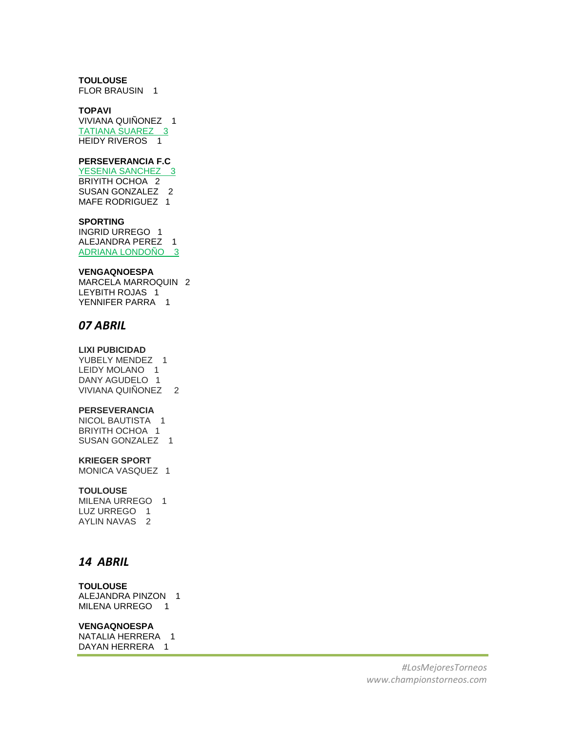**TOULOUSE**
FLOR BRAUSIN 1

**TOPAVI**
VIVIANA QUIÑONEZ 1
TATIANA SUAREZ 3
HEIDY RIVEROS 1

**PERSEVERANCIA F.C**
YESENIA SANCHEZ 3
BRIYITH OCHOA 2
SUSAN GONZALEZ 2
MAFE RODRIGUEZ 1

**SPORTING**
INGRID URREGO 1
ALEJANDRA PEREZ 1
ADRIANA LONDOÑO 3

**VENGAQNOESPA**
MARCELA MARROQUIN 2
LEYBITH ROJAS 1
YENNIFER PARRA 1

## *07 ABRIL*

**LIXI PUBICIDAD**
YUBELY MENDEZ 1
LEIDY MOLANO 1
DANY AGUDELO 1
VIVIANA QUIÑONEZ 2

**PERSEVERANCIA**
NICOL BAUTISTA 1
BRIYITH OCHOA 1
SUSAN GONZALEZ 1

**KRIEGER SPORT**
MONICA VASQUEZ 1

**TOULOUSE**
MILENA URREGO 1
LUZ URREGO 1
AYLIN NAVAS 2

## *14 ABRIL*

**TOULOUSE**
ALEJANDRA PINZON 1
MILENA URREGO 1

**VENGAQNOESPA**
NATALIA HERRERA 1
DAYAN HERRERA 1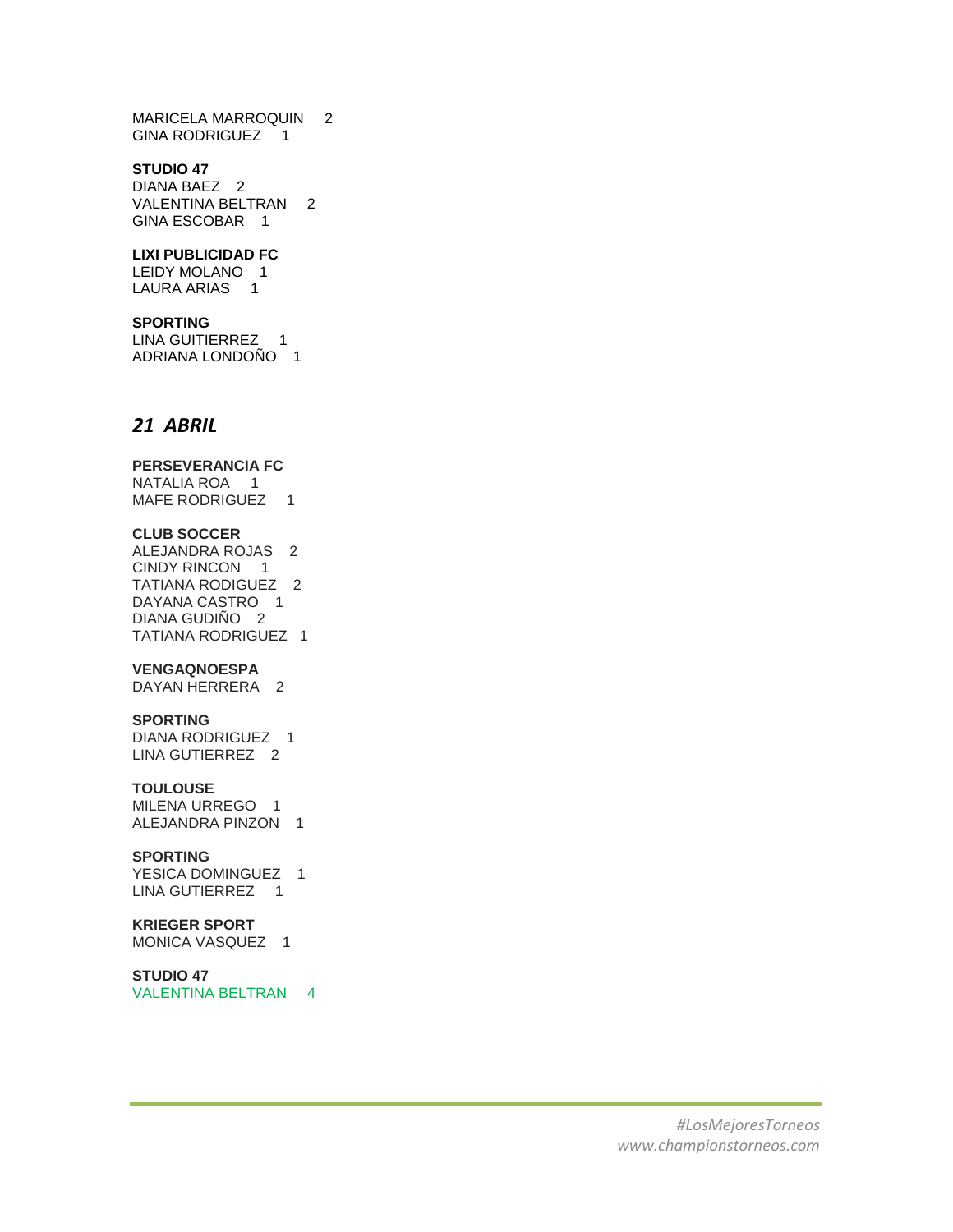MARICELA MARROQUIN 2
GINA RODRIGUEZ 1

**STUDIO 47**
DIANA BAEZ 2
VALENTINA BELTRAN 2
GINA ESCOBAR 1

**LIXI PUBLICIDAD FC**
LEIDY MOLANO 1
LAURA ARIAS 1

**SPORTING**
LINA GUITIERREZ 1
ADRIANA LONDOÑO 1

## *21 ABRIL*

**PERSEVERANCIA FC**
NATALIA ROA 1
MAFE RODRIGUEZ 1

**CLUB SOCCER**
ALEJANDRA ROJAS 2
CINDY RINCON 1
TATIANA RODIGUEZ 2
DAYANA CASTRO 1
DIANA GUDIÑO 2
TATIANA RODRIGUEZ 1

**VENGAQNOESPA**
DAYAN HERRERA 2

**SPORTING**
DIANA RODRIGUEZ 1
LINA GUTIERREZ 2

**TOULOUSE**
MILENA URREGO 1
ALEJANDRA PINZON 1

**SPORTING**
YESICA DOMINGUEZ 1
LINA GUTIERREZ 1

**KRIEGER SPORT**
MONICA VASQUEZ 1

**STUDIO 47**
VALENTINA BELTRAN 4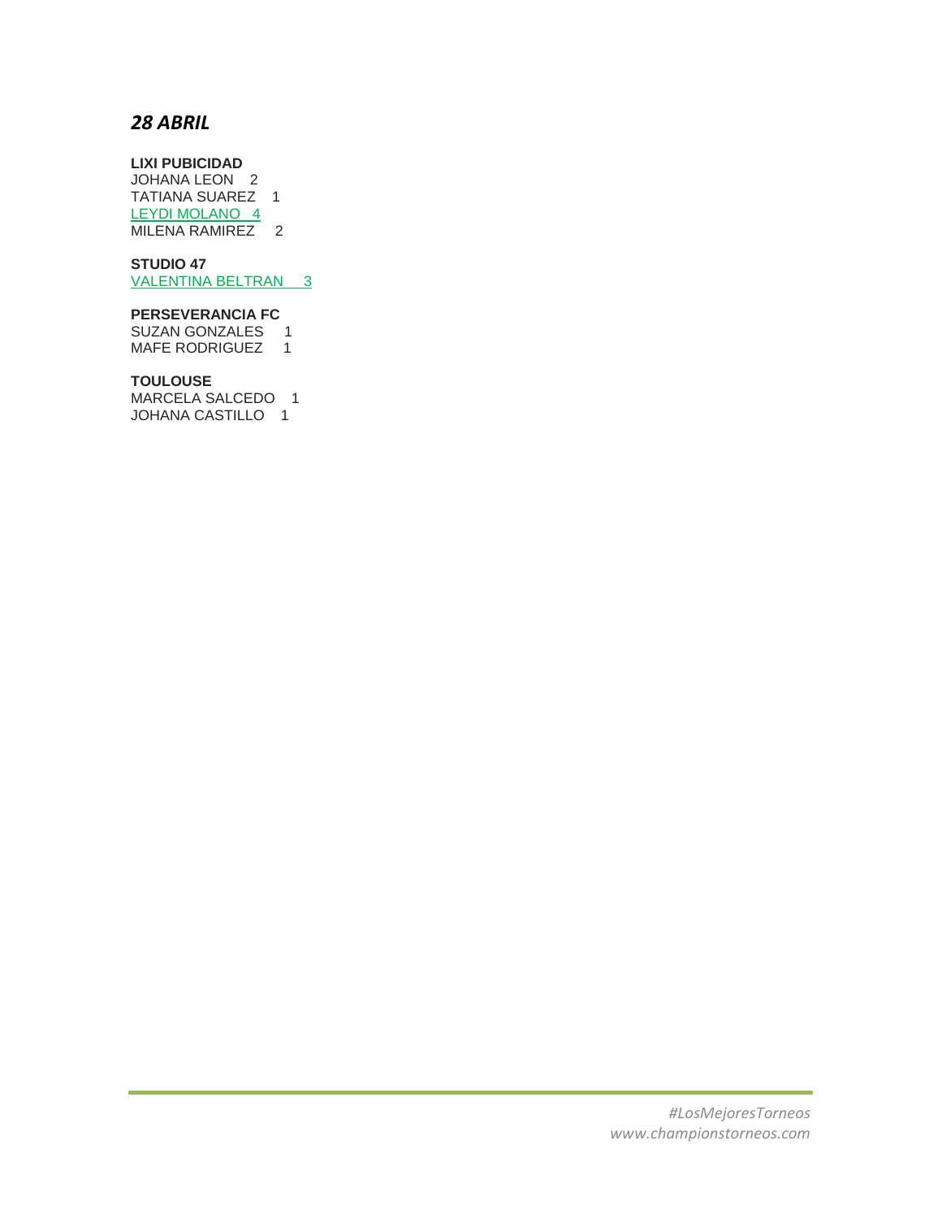## *28 ABRIL*

**LIXI PUBICIDAD**
JOHANA LEON 2
TATIANA SUAREZ 1
LEYDI MOLANO 4
MILENA RAMIREZ 2

**STUDIO 47**
VALENTINA BELTRAN 3

**PERSEVERANCIA FC**
SUZAN GONZALES 1
MAFE RODRIGUEZ 1

**TOULOUSE**
MARCELA SALCEDO 1
JOHANA CASTILLO 1